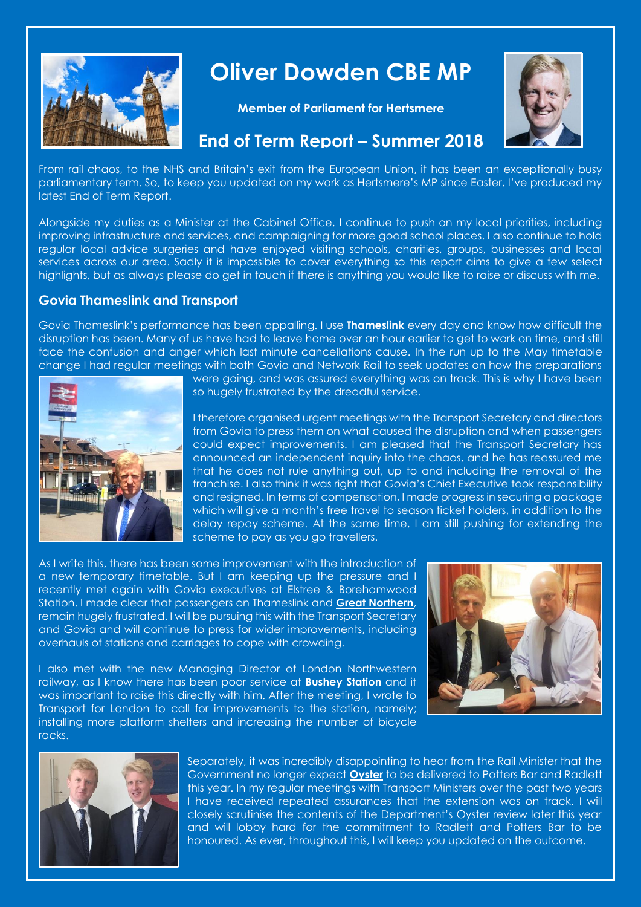# Oliver Dowden CBE MP

**Member of Parliament for Hertsmere**

## End of Term Report – Summer 2018

From rail chaos, to the NHS and Britain's exit from the European Union, it has been an exceptionally busy parliamentary term. So, to keep you updated on my work as Hertsmere's MP since Easter, I've produced my latest End of Term Report.

Alongside my duties as a Minister at the Cabinet Office, I continue to push on my local priorities, including improving infrastructure and services, and campaigning for more good school places. I also continue to hold regular local advice surgeries and have enjoyed visiting schools, charities, groups, businesses and local services across our area. Sadly it is impossible to cover everything so this report aims to give a few select highlights, but as always please do get in touch if there is anything you would like to raise or discuss with me.

### Govia Thameslink and Transport

Govia Thameslink's performance has been appalling. I use **Thameslink** every day and know how difficult the disruption has been. Many of us have had to leave home over an hour earlier to get to work on time, and still face the confusion and anger which last minute cancellations cause. In the run up to the May timetable change I had regular meetings with both Govia and Network Rail to seek updates on how the preparations were going, and was assured everything was on track. This is why I have been so hugely frustrated by the dreadful service.

I therefore organised urgent meetings with the Transport Secretary and directors from Govia to press them on what caused the disruption and when passengers could expect improvements. I am pleased that the Transport Secretary has announced an independent inquiry into the chaos, and he has reassured me that he does not rule anything out, up to and including the removal of the franchise. I also think it was right that Govia's Chief Executive took responsibility and resigned. In terms of compensation, I made progress in securing a package which will give a month's free travel to season ticket holders, in addition to the delay repay scheme. At the same time, I am still pushing for extending the scheme to pay as you go travellers.

As I write this, there has been some improvement with the introduction of a new temporary timetable. But I am keeping up the pressure and I recently met again with Govia executives at Elstree & Borehamwood Station. I made clear that passengers on Thameslink and **Great Northern**, remain hugely frustrated. I will be pursuing this with the Transport Secretary and Govia and will continue to press for wider improvements, including overhauls of stations and carriages to cope with crowding.

I also met with the new Managing Director of London Northwestern railway, as I know there has been poor service at **Bushey Station** and it was important to raise this directly with him. After the meeting, I wrote to Transport for London to call for improvements to the station, namely; installing more platform shelters and increasing the number of bicycle racks.

Separately, it was incredibly disappointing to hear from the Rail Minister that the Government no longer expect **Oyster** to be delivered to Potters Bar and Radlett this year. In my regular meetings with Transport Ministers over the past two years I have received repeated assurances that the extension was on track. I will closely scrutinise the contents of the Department's Oyster review later this year and will lobby hard for the commitment to Radlett and Potters Bar to be honoured. As ever, throughout this, I will keep you updated on the outcome.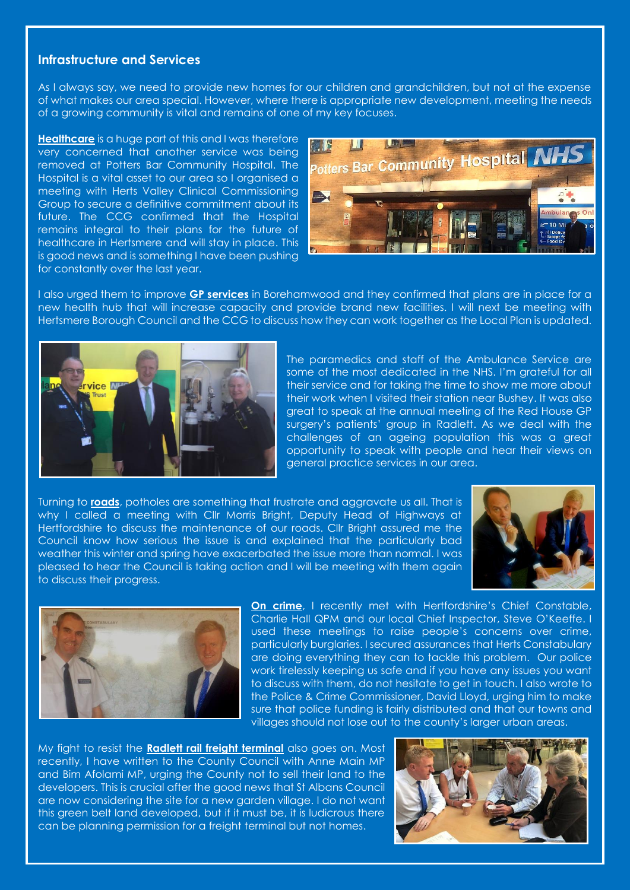## Infrastructure and Services

As I always say, we need to provide new homes for our children and grandchildren, but not at the expense of what makes our area special. However, where there is appropriate new development, meeting the needs of a growing community is vital and remains of one of my key focuses.

**Healthcare** is a huge part of this and I was therefore very concerned that another service was being removed at Potters Bar Community Hospital. The Hospital is a vital asset to our area so I organised a meeting with Herts Valley Clinical Commissioning Group to secure a definitive commitment about its future. The CCG confirmed that the Hospital remains integral to their plans for the future of healthcare in Hertsmere and will stay in place. This is good news and is something I have been pushing for constantly over the last year.

I also urged them to improve **GP services** in Borehamwood and they confirmed that plans are in place for a new health hub that will increase capacity and provide brand new facilities. I will next be meeting with Hertsmere Borough Council and the CCG to discuss how they can work together as the Local Plan is updated.

The paramedics and staff of the Ambulance Service are some of the most dedicated in the NHS. I'm grateful for all their service and for taking the time to show me more about their work when I visited their station near Bushey. It was also great to speak at the annual meeting of the Red House GP surgery's patients' group in Radlett. As we deal with the challenges of an ageing population this was a great opportunity to speak with people and hear their views on general practice services in our area.

Turning to **roads**, potholes are something that frustrate and aggravate us all. That is why I called a meeting with Cllr Morris Bright, Deputy Head of Highways at Hertfordshire to discuss the maintenance of our roads. Cllr Bright assured me the Council know how serious the issue is and explained that the particularly bad weather this winter and spring have exacerbated the issue more than normal. I was pleased to hear the Council is taking action and I will be meeting with them again to discuss their progress.

**On crime**, I recently met with Hertfordshire's Chief Constable, Charlie Hall QPM and our local Chief Inspector, Steve O'Keeffe. I used these meetings to raise people's concerns over crime, particularly burglaries. I secured assurances that Herts Constabulary are doing everything they can to tackle this problem. Our police work tirelessly keeping us safe and if you have any issues you want to discuss with them, do not hesitate to get in touch. I also wrote to the Police & Crime Commissioner, David Lloyd, urging him to make sure that police funding is fairly distributed and that our towns and villages should not lose out to the county's larger urban areas.

My fight to resist the **Radlett rail freight terminal** also goes on. Most recently, I have written to the County Council with Anne Main MP and Bim Afolami MP, urging the County not to sell their land to the developers. This is crucial after the good news that St Albans Council are now considering the site for a new garden village. I do not want this green belt land developed, but if it must be, it is ludicrous there can be planning permission for a freight terminal but not homes.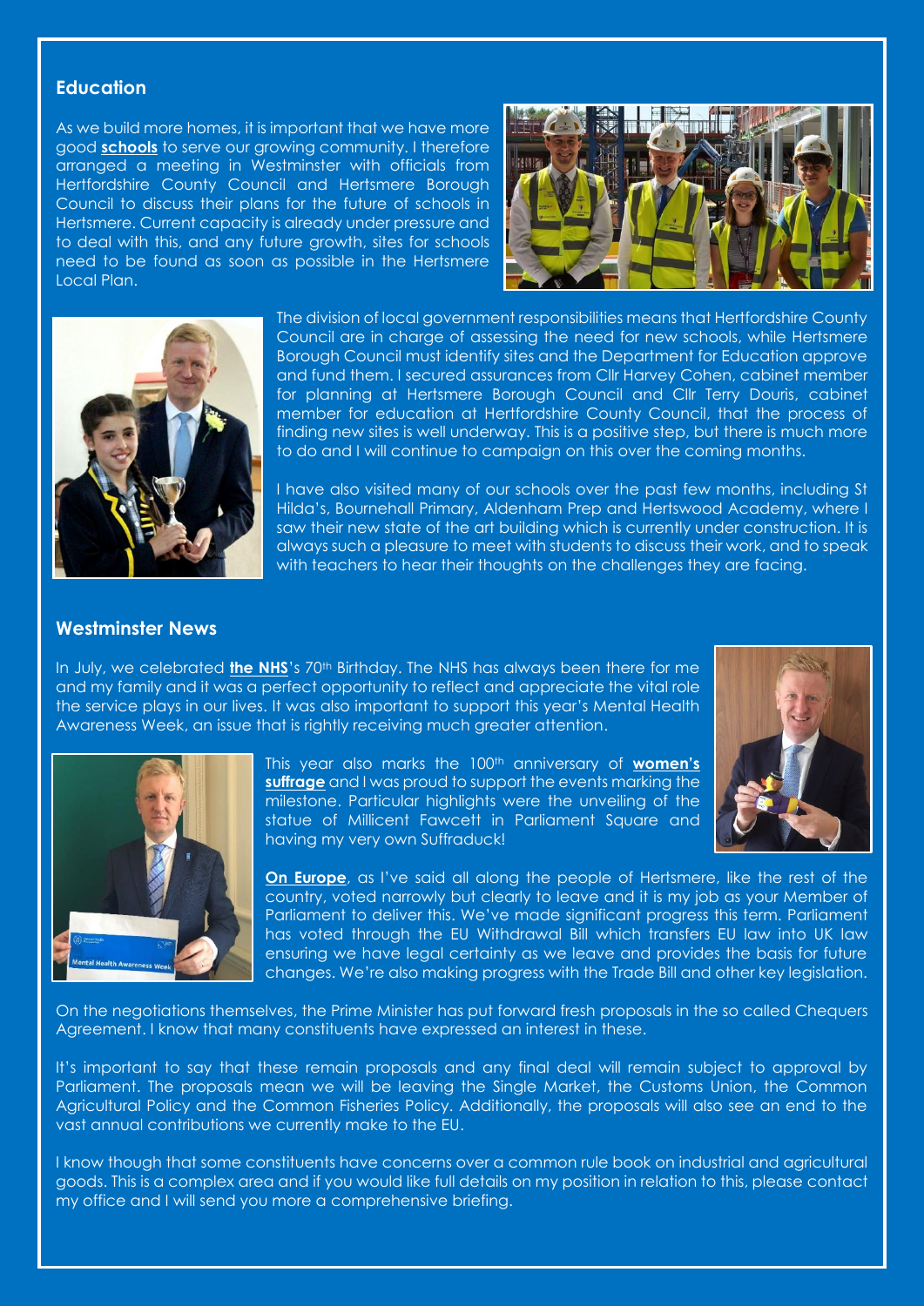## Education

As we build more homes, it is important that we have more good **schools** to serve our growing community. I therefore arranged a meeting in Westminster with officials from Hertfordshire County Council and Hertsmere Borough Council to discuss their plans for the future of schools in Hertsmere. Current capacity is already under pressure and to deal with this, and any future growth, sites for schools need to be found as soon as possible in the Hertsmere Local Plan.

The division of local government responsibilities means that Hertfordshire County Council are in charge of assessing the need for new schools, while Hertsmere Borough Council must identify sites and the Department for Education approve and fund them. I secured assurances from Cllr Harvey Cohen, cabinet member for planning at Hertsmere Borough Council and Cllr Terry Douris, cabinet member for education at Hertfordshire County Council, that the process of finding new sites is well underway. This is a positive step, but there is much more to do and I will continue to campaign on this over the coming months.

I have also visited many of our schools over the past few months, including St Hilda's, Bournehall Primary, Aldenham Prep and Hertswood Academy, where I saw their new state of the art building which is currently under construction. It is always such a pleasure to meet with students to discuss their work, and to speak with teachers to hear their thoughts on the challenges they are facing.

## Westminster News

In July, we celebrated **the NHS**'s 70th Birthday. The NHS has always been there for me and my family and it was a perfect opportunity to reflect and appreciate the vital role the service plays in our lives. It was also important to support this year's Mental Health Awareness Week, an issue that is rightly receiving much greater attention.

This year also marks the 100th anniversary of **women's suffrage** and I was proud to support the events marking the milestone. Particular highlights were the unveiling of the statue of Millicent Fawcett in Parliament Square and having my very own Suffraduck!

**On Europe**, as I've said all along the people of Hertsmere, like the rest of the country, voted narrowly but clearly to leave and it is my job as your Member of Parliament to deliver this. We've made significant progress this term. Parliament has voted through the EU Withdrawal Bill which transfers EU law into UK law ensuring we have legal certainty as we leave and provides the basis for future changes. We're also making progress with the Trade Bill and other key legislation.

On the negotiations themselves, the Prime Minister has put forward fresh proposals in the so called Chequers Agreement. I know that many constituents have expressed an interest in these.

It's important to say that these remain proposals and any final deal will remain subject to approval by Parliament. The proposals mean we will be leaving the Single Market, the Customs Union, the Common Agricultural Policy and the Common Fisheries Policy. Additionally, the proposals will also see an end to the vast annual contributions we currently make to the EU.

I know though that some constituents have concerns over a common rule book on industrial and agricultural goods. This is a complex area and if you would like full details on my position in relation to this, please contact my office and I will send you more a comprehensive briefing.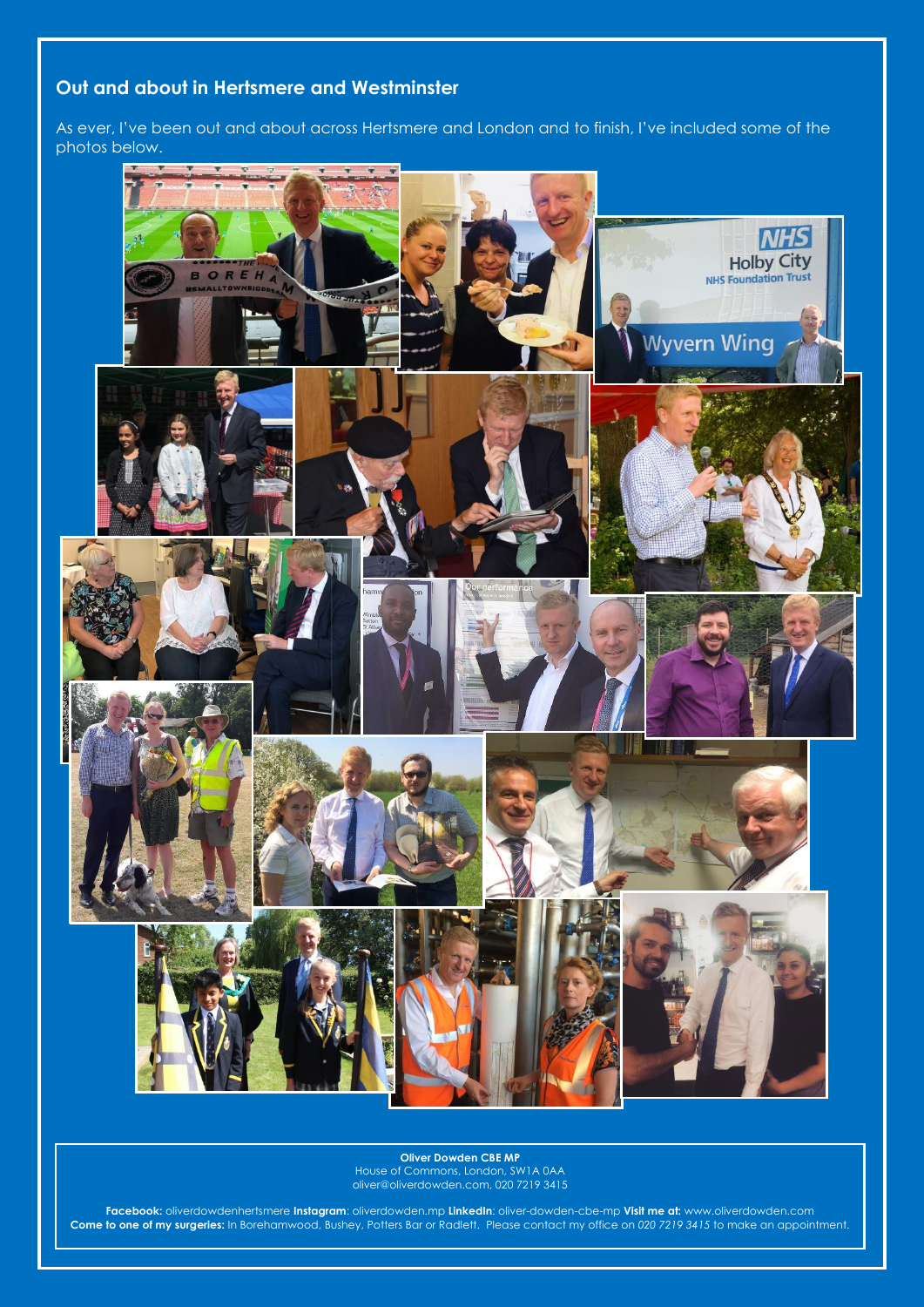## Out and about in Hertsmere and Westminster

As ever, I've been out and about across Hertsmere and London and to finish, I've included some of the photos below.

**Oliver Dowden CBE MP**
House of Commons, London, SW1A 0AA
oliver@oliverdowden.com, 020 7219 3415

**Facebook:** oliverdowdenhertsmere **Instagram**: oliverdowden.mp **LinkedIn**: oliver-dowden-cbe-mp **Visit me at:** www.oliverdowden.com
**Come to one of my surgeries:** In Borehamwood, Bushey, Potters Bar or Radlett. Please contact my office on *020 7219 3415* to make an appointment.